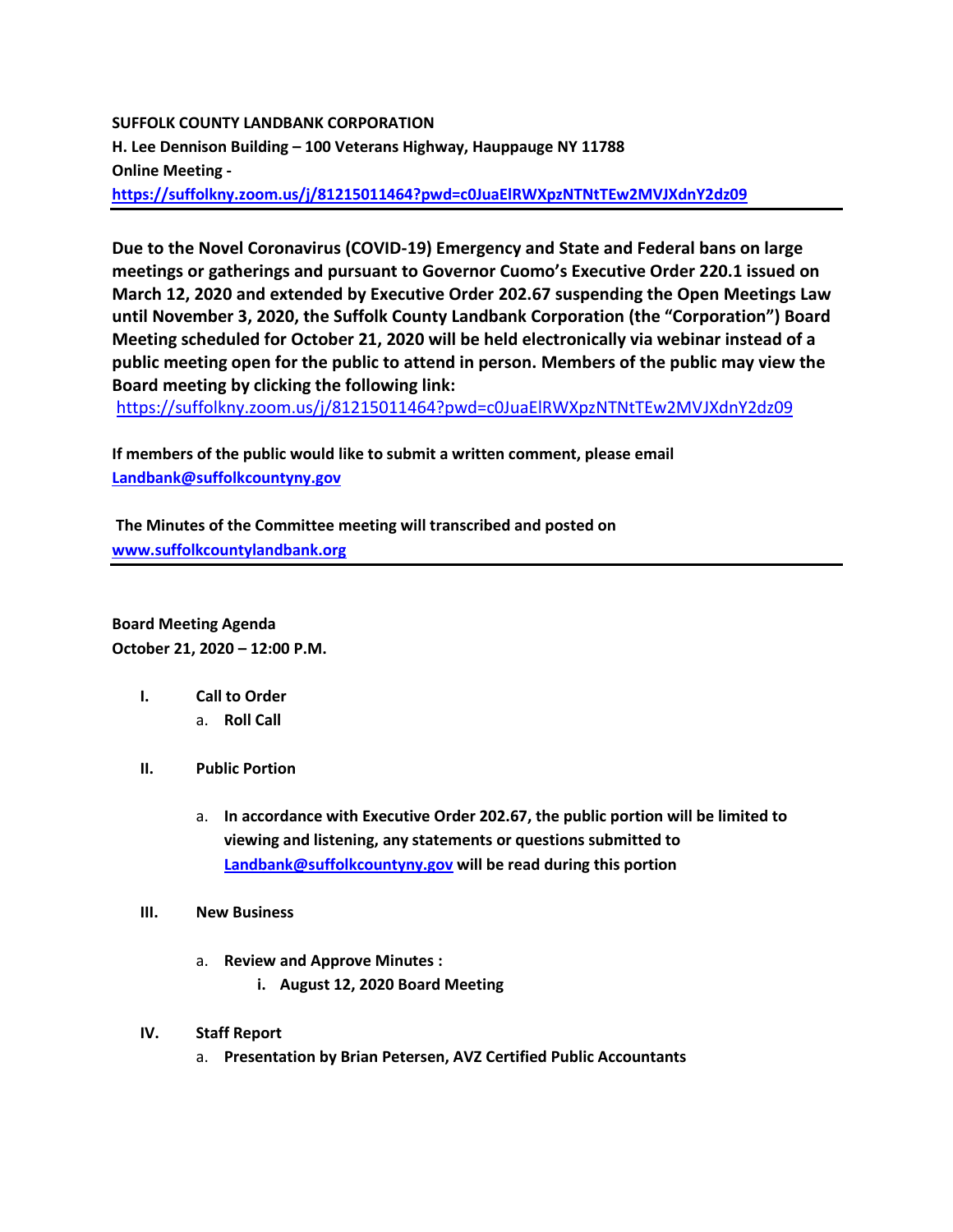**SUFFOLK COUNTY LANDBANK CORPORATION**
**H. Lee Dennison Building – 100 Veterans Highway, Hauppauge NY 11788**
**Online Meeting -**
**https://suffolkny.zoom.us/j/81215011464?pwd=c0JuaElRWXpzNTNtTEw2MVJXdnY2dz09**

---

**Due to the Novel Coronavirus (COVID-19) Emergency and State and Federal bans on large meetings or gatherings and pursuant to Governor Cuomo's Executive Order 220.1 issued on March 12, 2020 and extended by Executive Order 202.67 suspending the Open Meetings Law until November 3, 2020, the Suffolk County Landbank Corporation (the "Corporation") Board Meeting scheduled for October 21, 2020 will be held electronically via webinar instead of a public meeting open for the public to attend in person. Members of the public may view the Board meeting by clicking the following link:**
https://suffolkny.zoom.us/j/81215011464?pwd=c0JuaElRWXpzNTNtTEw2MVJXdnY2dz09

**If members of the public would like to submit a written comment, please email Landbank@suffolkcountyny.gov**

**The Minutes of the Committee meeting will transcribed and posted on www.suffolkcountylandbank.org**

---

**Board Meeting Agenda**
**October 21, 2020 – 12:00 P.M.**

- **I. Call to Order**
  - a. **Roll Call**
- **II. Public Portion**
  - a. **In accordance with Executive Order 202.67, the public portion will be limited to viewing and listening, any statements or questions submitted to Landbank@suffolkcountyny.gov will be read during this portion**
- **III. New Business**
  - a. **Review and Approve Minutes :**
    - i. **August 12, 2020 Board Meeting**
- **IV. Staff Report**
  - a. **Presentation by Brian Petersen, AVZ Certified Public Accountants**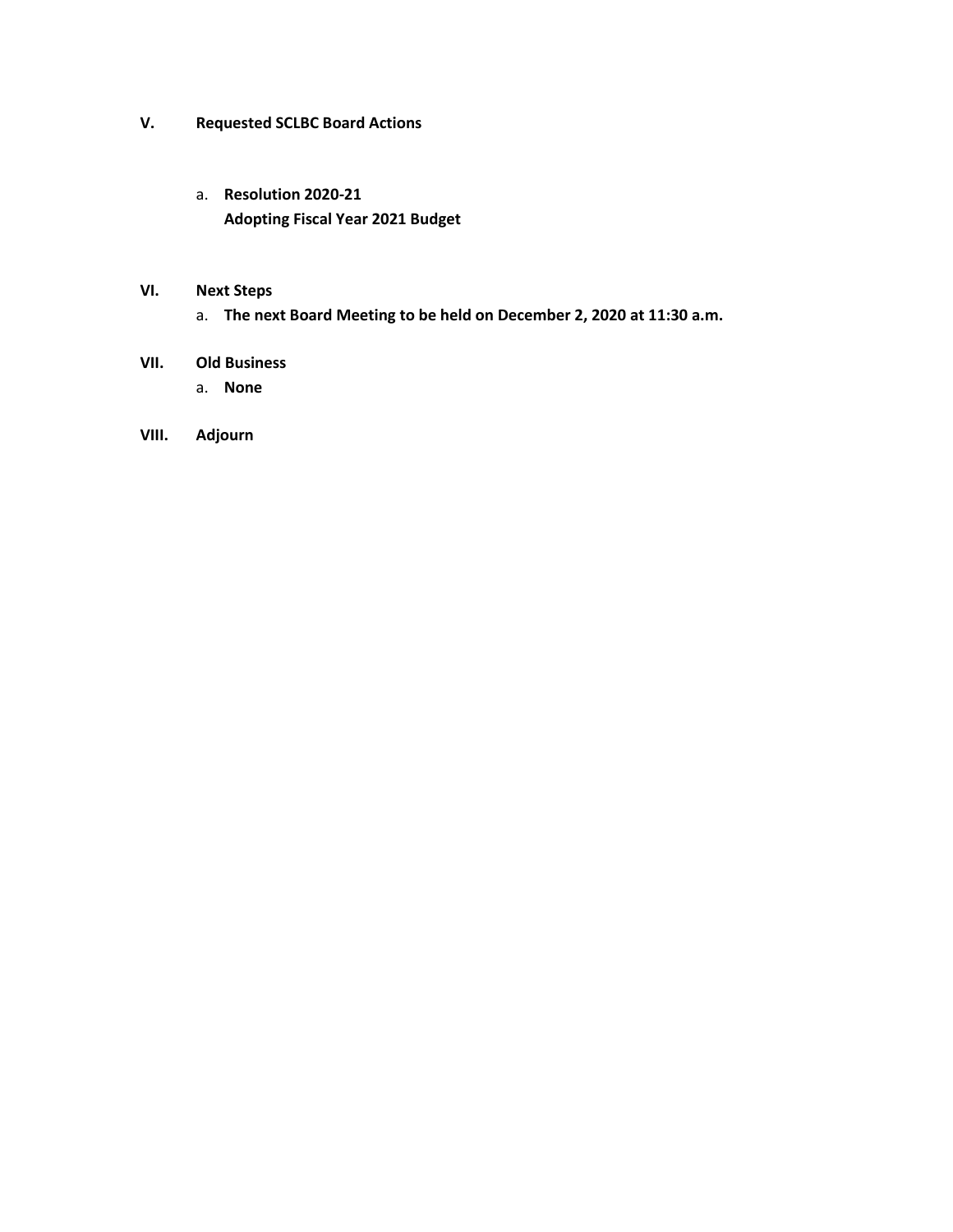**V. Requested SCLBC Board Actions**

a. **Resolution 2020-21**
   **Adopting Fiscal Year 2021 Budget**

**VI. Next Steps**

a. **The next Board Meeting to be held on December 2, 2020 at 11:30 a.m.**

**VII. Old Business**

a. **None**

**VIII. Adjourn**